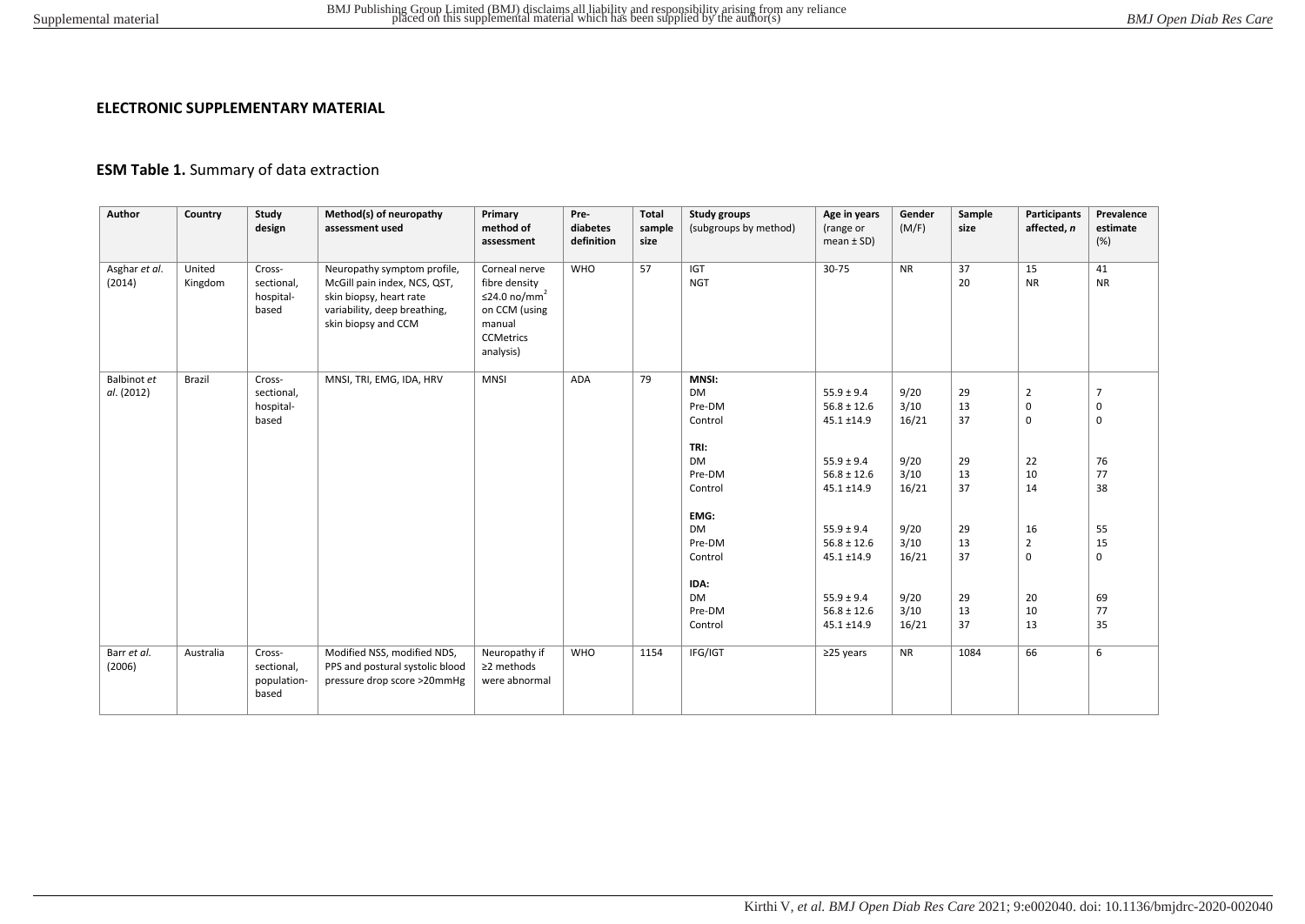**ELECTRONIC SUPPLEMENTARY MATERIAL**

**ESM Table 1.** Summary of data extraction

| Author | Country | Study design | Method(s) of neuropathy assessment used | Primary method of assessment | Pre-diabetes definition | Total sample size | Study groups (subgroups by method) | Age in years (range or mean ± SD) | Gender (M/F) | Sample size | Participants affected, *n* | Prevalence estimate (%) |
|---|---|---|---|---|---|---|---|---|---|---|---|---|
| Asghar *et al.* (2014) | United Kingdom | Cross-sectional, hospital-based | Neuropathy symptom profile, McGill pain index, NCS, QST, skin biopsy, heart rate variability, deep breathing, skin biopsy and CCM | Corneal nerve fibre density ≤24.0 no/mm$^2$ on CCM (using manual CCMetrics analysis) | WHO | 57 | IGT | 30-75 | NR | 37 | 15 | 41 |
| | | | | | | | NGT | | | 20 | NR | NR |
| Balbinot *et al.* (2012) | Brazil | Cross-sectional, hospital-based | MNSI, TRI, EMG, IDA, HRV | MNSI | ADA | 79 | **MNSI:** | | | | | |
| | | | | | | | DM | 55.9 ± 9.4 | 9/20 | 29 | 2 | 7 |
| | | | | | | | Pre-DM | 56.8 ± 12.6 | 3/10 | 13 | 0 | 0 |
| | | | | | | | Control | 45.1 ±14.9 | 16/21 | 37 | 0 | 0 |
| | | | | | | | **TRI:** | | | | | |
| | | | | | | | DM | 55.9 ± 9.4 | 9/20 | 29 | 22 | 76 |
| | | | | | | | Pre-DM | 56.8 ± 12.6 | 3/10 | 13 | 10 | 77 |
| | | | | | | | Control | 45.1 ±14.9 | 16/21 | 37 | 14 | 38 |
| | | | | | | | **EMG:** | | | | | |
| | | | | | | | DM | 55.9 ± 9.4 | 9/20 | 29 | 16 | 55 |
| | | | | | | | Pre-DM | 56.8 ± 12.6 | 3/10 | 13 | 2 | 15 |
| | | | | | | | Control | 45.1 ±14.9 | 16/21 | 37 | 0 | 0 |
| | | | | | | | **IDA:** | | | | | |
| | | | | | | | DM | 55.9 ± 9.4 | 9/20 | 29 | 20 | 69 |
| | | | | | | | Pre-DM | 56.8 ± 12.6 | 3/10 | 13 | 10 | 77 |
| | | | | | | | Control | 45.1 ±14.9 | 16/21 | 37 | 13 | 35 |
| Barr *et al.* (2006) | Australia | Cross-sectional, population-based | Modified NSS, modified NDS, PPS and postural systolic blood pressure drop score >20mmHg | Neuropathy if ≥2 methods were abnormal | WHO | 1154 | IFG/IGT | ≥25 years | NR | 1084 | 66 | 6 |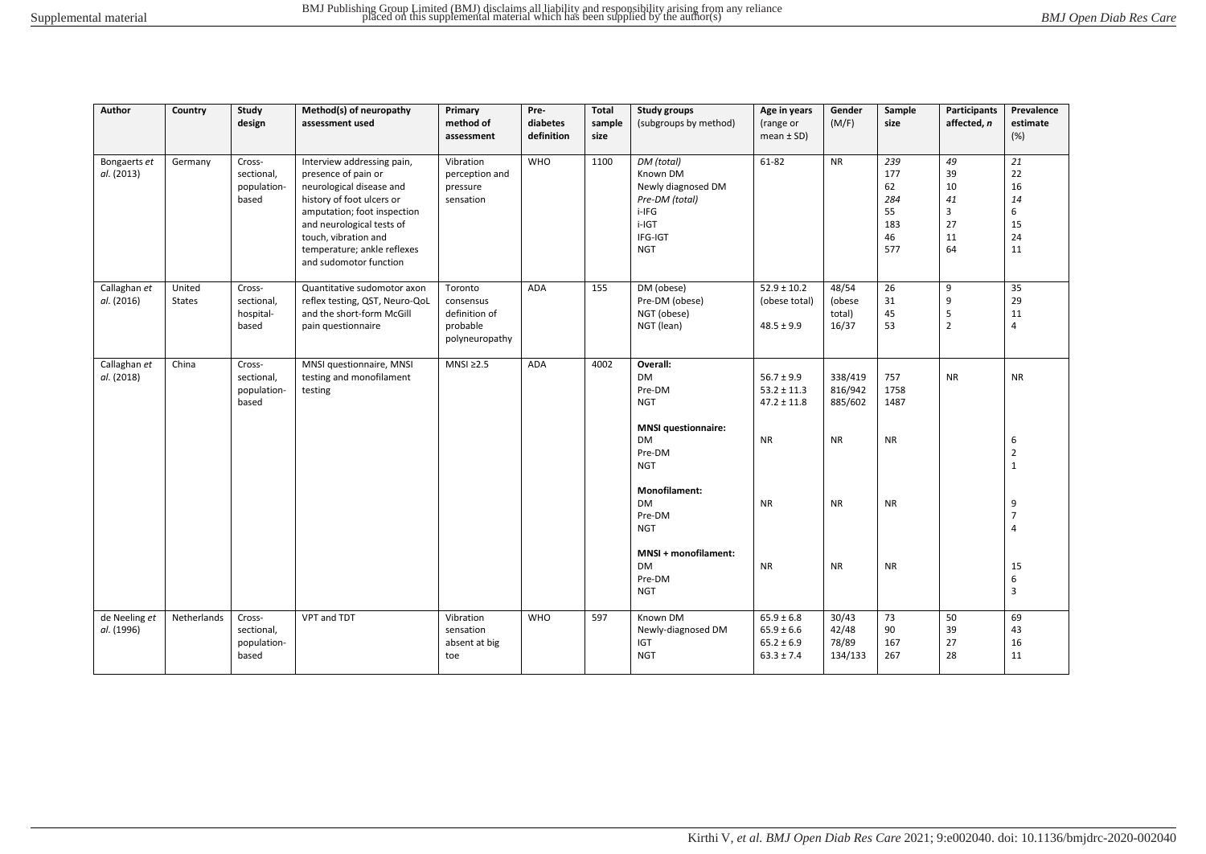| Author | Country | Study design | Method(s) of neuropathy assessment used | Primary method of assessment | Pre-diabetes definition | Total sample size | Study groups (subgroups by method) | Age in years (range or mean ± SD) | Gender (M/F) | Sample size | Participants affected, *n* | Prevalence estimate (%) |
|---|---|---|---|---|---|---|---|---|---|---|---|---|
| Bongaerts *et al.* (2013) | Germany | Cross-sectional, population-based | Interview addressing pain, presence of pain or neurological disease and history of foot ulcers or amputation; foot inspection and neurological tests of touch, vibration and temperature; ankle reflexes and sudomotor function | Vibration perception and pressure sensation | WHO | 1100 | *DM (total)* | 61-82 | NR | *239* | *49* | *21* |
| | | | | | | | Known DM | | | 177 | 39 | 22 |
| | | | | | | | Newly diagnosed DM | | | 62 | 10 | 16 |
| | | | | | | | *Pre-DM (total)* | | | *284* | *41* | *14* |
| | | | | | | | i-IFG | | | 55 | 3 | 6 |
| | | | | | | | i-IGT | | | 183 | 27 | 15 |
| | | | | | | | IFG-IGT | | | 46 | 11 | 24 |
| | | | | | | | NGT | | | 577 | 64 | 11 |
| Callaghan *et al.* (2016) | United States | Cross-sectional, hospital-based | Quantitative sudomotor axon reflex testing, QST, Neuro-QoL and the short-form McGill pain questionnaire | Toronto consensus definition of probable polyneuropathy | ADA | 155 | DM (obese) | 52.9 ± 10.2 (obese total) | 48/54 (obese total) | 26 | 9 | 35 |
| | | | | | | | Pre-DM (obese) | | | 31 | 9 | 29 |
| | | | | | | | NGT (obese) | | | 45 | 5 | 11 |
| | | | | | | | NGT (lean) | 48.5 ± 9.9 | 16/37 | 53 | 2 | 4 |
| Callaghan *et al.* (2018) | China | Cross-sectional, population-based | MNSI questionnaire, MNSI testing and monofilament testing | MNSI ≥2.5 | ADA | 4002 | **Overall:** | | | | NR | NR |
| | | | | | | | DM | 56.7 ± 9.9 | 338/419 | 757 | | |
| | | | | | | | Pre-DM | 53.2 ± 11.3 | 816/942 | 1758 | | |
| | | | | | | | NGT | 47.2 ± 11.8 | 885/602 | 1487 | | |
| | | | | | | | **MNSI questionnaire:** | | | | | |
| | | | | | | | DM | NR | NR | NR | | 6 |
| | | | | | | | Pre-DM | | | | | 2 |
| | | | | | | | NGT | | | | | 1 |
| | | | | | | | **Monofilament:** | | | | | |
| | | | | | | | DM | NR | NR | NR | | 9 |
| | | | | | | | Pre-DM | | | | | 7 |
| | | | | | | | NGT | | | | | 4 |
| | | | | | | | **MNSI + monofilament:** | | | | | |
| | | | | | | | DM | NR | NR | NR | | 15 |
| | | | | | | | Pre-DM | | | | | 6 |
| | | | | | | | NGT | | | | | 3 |
| de Neeling *et al.* (1996) | Netherlands | Cross-sectional, population-based | VPT and TDT | Vibration sensation absent at big toe | WHO | 597 | Known DM | 65.9 ± 6.8 | 30/43 | 73 | 50 | 69 |
| | | | | | | | Newly-diagnosed DM | 65.9 ± 6.6 | 42/48 | 90 | 39 | 43 |
| | | | | | | | IGT | 65.2 ± 6.9 | 78/89 | 167 | 27 | 16 |
| | | | | | | | NGT | 63.3 ± 7.4 | 134/133 | 267 | 28 | 11 |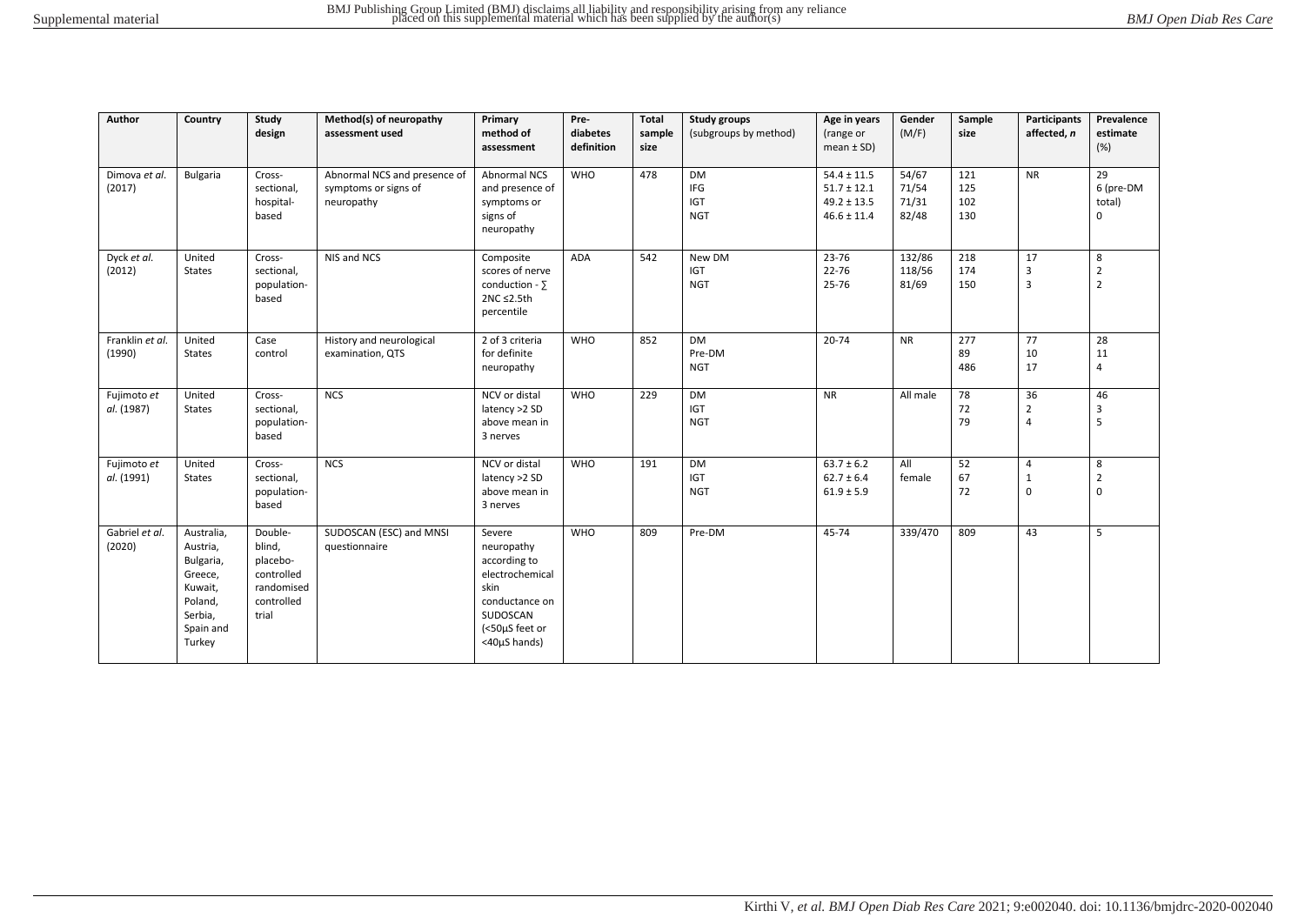| Author | Country | Study design | Method(s) of neuropathy assessment used | Primary method of assessment | Pre-diabetes definition | Total sample size | Study groups (subgroups by method) | Age in years (range or mean ± SD) | Gender (M/F) | Sample size | Participants affected, *n* | Prevalence estimate (%) |
|---|---|---|---|---|---|---|---|---|---|---|---|---|
| Dimova *et al.* (2017) | Bulgaria | Cross-sectional, hospital-based | Abnormal NCS and presence of symptoms or signs of neuropathy | Abnormal NCS and presence of symptoms or signs of neuropathy | WHO | 478 | DM<br>IFG<br>IGT<br>NGT | 54.4 ± 11.5<br>51.7 ± 12.1<br>49.2 ± 13.5<br>46.6 ± 11.4 | 54/67<br>71/54<br>71/31<br>82/48 | 121<br>125<br>102<br>130 | NR | 29<br>6 (pre-DM total)<br>0 |
| Dyck *et al.* (2012) | United States | Cross-sectional, population-based | NIS and NCS | Composite scores of nerve conduction - ∑ 2NC ≤2.5th percentile | ADA | 542 | New DM<br>IGT<br>NGT | 23-76<br>22-76<br>25-76 | 132/86<br>118/56<br>81/69 | 218<br>174<br>150 | 17<br>3<br>3 | 8<br>2<br>2 |
| Franklin *et al.* (1990) | United States | Case control | History and neurological examination, QTS | 2 of 3 criteria for definite neuropathy | WHO | 852 | DM<br>Pre-DM<br>NGT | 20-74 | NR | 277<br>89<br>486 | 77<br>10<br>17 | 28<br>11<br>4 |
| Fujimoto *et al.* (1987) | United States | Cross-sectional, population-based | NCS | NCV or distal latency >2 SD above mean in 3 nerves | WHO | 229 | DM<br>IGT<br>NGT | NR | All male | 78<br>72<br>79 | 36<br>2<br>4 | 46<br>3<br>5 |
| Fujimoto *et al.* (1991) | United States | Cross-sectional, population-based | NCS | NCV or distal latency >2 SD above mean in 3 nerves | WHO | 191 | DM<br>IGT<br>NGT | 63.7 ± 6.2<br>62.7 ± 6.4<br>61.9 ± 5.9 | All female | 52<br>67<br>72 | 4<br>1<br>0 | 8<br>2<br>0 |
| Gabriel *et al.* (2020) | Australia, Austria, Bulgaria, Greece, Kuwait, Poland, Serbia, Spain and Turkey | Double-blind, placebo-controlled randomised controlled trial | SUDOSCAN (ESC) and MNSI questionnaire | Severe neuropathy according to electrochemical skin conductance on SUDOSCAN (<50μS feet or <40μS hands) | WHO | 809 | Pre-DM | 45-74 | 339/470 | 809 | 43 | 5 |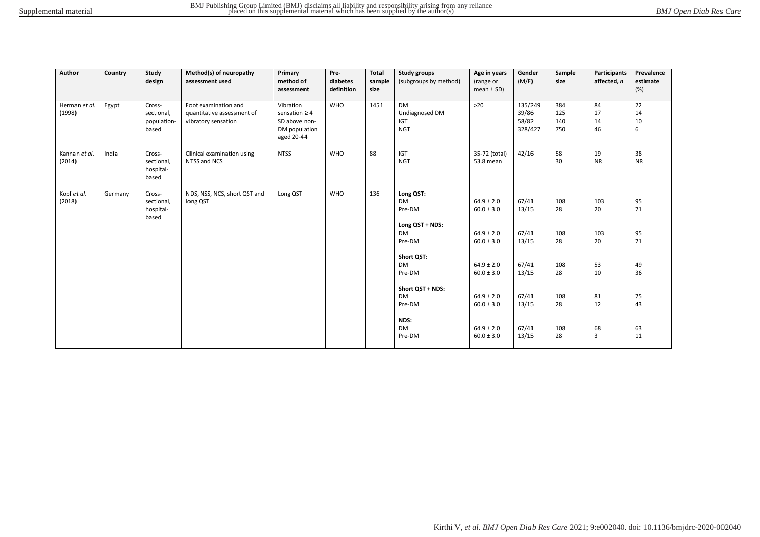| Author | Country | Study design | Method(s) of neuropathy assessment used | Primary method of assessment | Pre-diabetes definition | Total sample size | Study groups (subgroups by method) | Age in years (range or mean ± SD) | Gender (M/F) | Sample size | Participants affected, *n* | Prevalence estimate (%) |
|---|---|---|---|---|---|---|---|---|---|---|---|---|
| Herman *et al.* (1998) | Egypt | Cross-sectional, population-based | Foot examination and quantitative assessment of vibratory sensation | Vibration sensation ≥ 4 SD above non-DM population aged 20-44 | WHO | 1451 | DM<br>Undiagnosed DM<br>IGT<br>NGT | >20 | 135/249<br>39/86<br>58/82<br>328/427 | 384<br>125<br>140<br>750 | 84<br>17<br>14<br>46 | 22<br>14<br>10<br>6 |
| Kannan *et al.* (2014) | India | Cross-sectional, hospital-based | Clinical examination using NTSS and NCS | NTSS | WHO | 88 | IGT<br>NGT | 35-72 (total)<br>53.8 mean | 42/16 | 58<br>30 | 19<br>NR | 38<br>NR |
| Kopf *et al.* (2018) | Germany | Cross-sectional, hospital-based | NDS, NSS, NCS, short QST and long QST | Long QST | WHO | 136 | **Long QST:**<br>DM<br>Pre-DM<br><br>**Long QST + NDS:**<br>DM<br>Pre-DM<br><br>**Short QST:**<br>DM<br>Pre-DM<br><br>**Short QST + NDS:**<br>DM<br>Pre-DM<br><br>**NDS:**<br>DM<br>Pre-DM | <br>64.9 ± 2.0<br>60.0 ± 3.0<br><br><br>64.9 ± 2.0<br>60.0 ± 3.0<br><br><br>64.9 ± 2.0<br>60.0 ± 3.0<br><br><br>64.9 ± 2.0<br>60.0 ± 3.0<br><br><br>64.9 ± 2.0<br>60.0 ± 3.0 | <br>67/41<br>13/15<br><br><br>67/41<br>13/15<br><br><br>67/41<br>13/15<br><br><br>67/41<br>13/15<br><br><br>67/41<br>13/15 | <br>108<br>28<br><br><br>108<br>28<br><br><br>108<br>28<br><br><br>108<br>28<br><br><br>108<br>28 | <br>103<br>20<br><br><br>103<br>20<br><br><br>53<br>10<br><br><br>81<br>12<br><br><br>68<br>3 | <br>95<br>71<br><br><br>95<br>71<br><br><br>49<br>36<br><br><br>75<br>43<br><br><br>63<br>11 |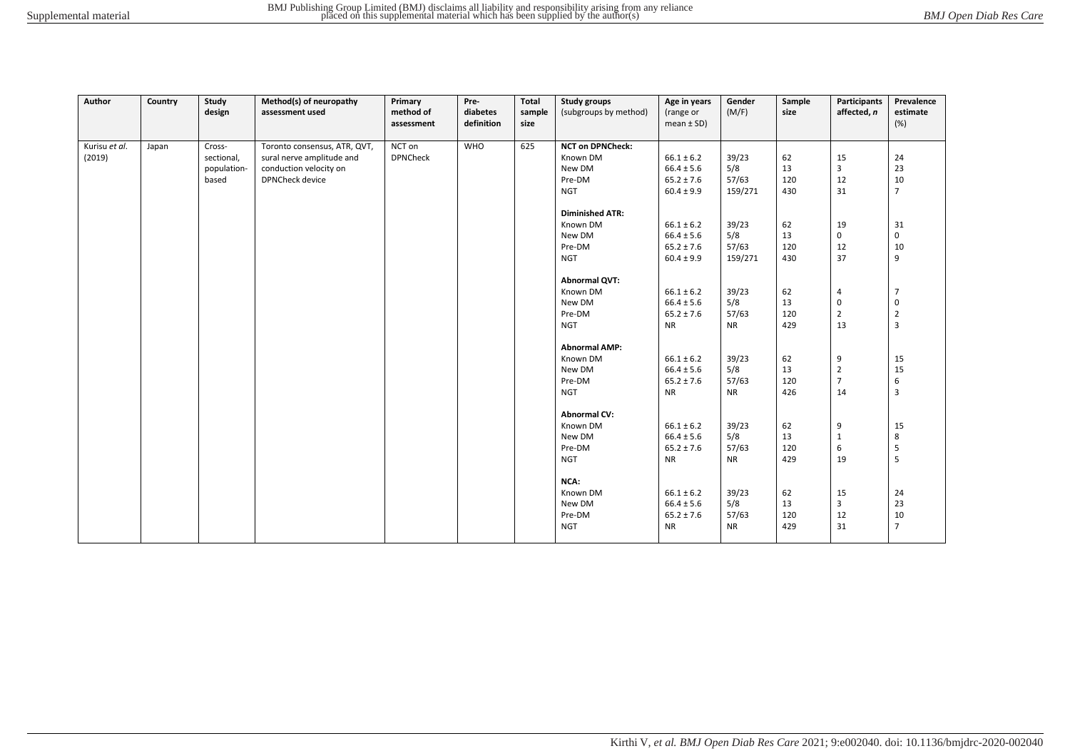| Author | Country | Study design | Method(s) of neuropathy assessment used | Primary method of assessment | Pre-diabetes definition | Total sample size | Study groups (subgroups by method) | Age in years (range or mean ± SD) | Gender (M/F) | Sample size | Participants affected, *n* | Prevalence estimate (%) |
|---|---|---|---|---|---|---|---|---|---|---|---|---|
| Kurisu *et al.* (2019) | Japan | Cross-sectional, population-based | Toronto consensus, ATR, QVT, sural nerve amplitude and conduction velocity on DPNCheck device | NCT on DPNCheck | WHO | 625 | **NCT on DPNCheck:** | | | | | |
| | | | | | | | Known DM | 66.1 ± 6.2 | 39/23 | 62 | 15 | 24 |
| | | | | | | | New DM | 66.4 ± 5.6 | 5/8 | 13 | 3 | 23 |
| | | | | | | | Pre-DM | 65.2 ± 7.6 | 57/63 | 120 | 12 | 10 |
| | | | | | | | NGT | 60.4 ± 9.9 | 159/271 | 430 | 31 | 7 |
| | | | | | | | **Diminished ATR:** | | | | | |
| | | | | | | | Known DM | 66.1 ± 6.2 | 39/23 | 62 | 19 | 31 |
| | | | | | | | New DM | 66.4 ± 5.6 | 5/8 | 13 | 0 | 0 |
| | | | | | | | Pre-DM | 65.2 ± 7.6 | 57/63 | 120 | 12 | 10 |
| | | | | | | | NGT | 60.4 ± 9.9 | 159/271 | 430 | 37 | 9 |
| | | | | | | | **Abnormal QVT:** | | | | | |
| | | | | | | | Known DM | 66.1 ± 6.2 | 39/23 | 62 | 4 | 7 |
| | | | | | | | New DM | 66.4 ± 5.6 | 5/8 | 13 | 0 | 0 |
| | | | | | | | Pre-DM | 65.2 ± 7.6 | 57/63 | 120 | 2 | 2 |
| | | | | | | | NGT | NR | NR | 429 | 13 | 3 |
| | | | | | | | **Abnormal AMP:** | | | | | |
| | | | | | | | Known DM | 66.1 ± 6.2 | 39/23 | 62 | 9 | 15 |
| | | | | | | | New DM | 66.4 ± 5.6 | 5/8 | 13 | 2 | 15 |
| | | | | | | | Pre-DM | 65.2 ± 7.6 | 57/63 | 120 | 7 | 6 |
| | | | | | | | NGT | NR | NR | 426 | 14 | 3 |
| | | | | | | | **Abnormal CV:** | | | | | |
| | | | | | | | Known DM | 66.1 ± 6.2 | 39/23 | 62 | 9 | 15 |
| | | | | | | | New DM | 66.4 ± 5.6 | 5/8 | 13 | 1 | 8 |
| | | | | | | | Pre-DM | 65.2 ± 7.6 | 57/63 | 120 | 6 | 5 |
| | | | | | | | NGT | NR | NR | 429 | 19 | 5 |
| | | | | | | | **NCA:** | | | | | |
| | | | | | | | Known DM | 66.1 ± 6.2 | 39/23 | 62 | 15 | 24 |
| | | | | | | | New DM | 66.4 ± 5.6 | 5/8 | 13 | 3 | 23 |
| | | | | | | | Pre-DM | 65.2 ± 7.6 | 57/63 | 120 | 12 | 10 |
| | | | | | | | NGT | NR | NR | 429 | 31 | 7 |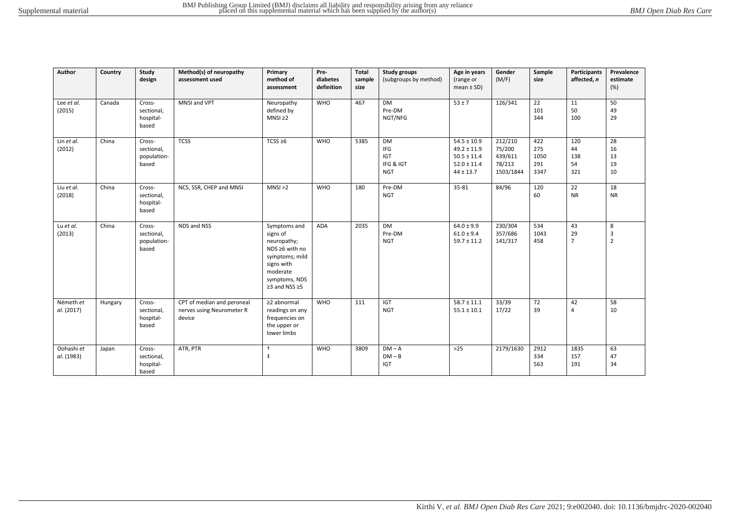| Author | Country | Study design | Method(s) of neuropathy assessment used | Primary method of assessment | Pre-diabetes definition | Total sample size | Study groups (subgroups by method) | Age in years (range or mean ± SD) | Gender (M/F) | Sample size | Participants affected, *n* | Prevalence estimate (%) |
|---|---|---|---|---|---|---|---|---|---|---|---|---|
| Lee *et al.* (2015) | Canada | Cross-sectional, hospital-based | MNSI and VPT | Neuropathy defined by MNSI ≥2 | WHO | 467 | DM<br>Pre-DM<br>NGT/NFG | 53 ± 7 | 126/341 | 22<br>101<br>344 | 11<br>50<br>100 | 50<br>49<br>29 |
| Lin *et al.* (2012) | China | Cross-sectional, population-based | TCSS | TCSS ≥6 | WHO | 5385 | DM<br>IFG<br>IGT<br>IFG & IGT<br>NGT | 54.5 ± 10.9<br>49.2 ± 11.9<br>50.5 ± 11.4<br>52.0 ± 11.4<br>44 ± 13.7 | 212/210<br>75/200<br>439/611<br>78/213<br>1503/1844 | 422<br>275<br>1050<br>291<br>3347 | 120<br>44<br>138<br>54<br>321 | 28<br>16<br>13<br>19<br>10 |
| Liu *et al.* (2018) | China | Cross-sectional, hospital-based | NCS, SSR, CHEP and MNSI | MNSI >2 | WHO | 180 | Pre-DM<br>NGT | 35-81 | 84/96 | 120<br>60 | 22<br>NR | 18<br>NR |
| Lu *et al.* (2013) | China | Cross-sectional, population-based | NDS and NSS | Symptoms and signs of neuropathy; NDS ≥6 with no symptoms; mild signs with moderate symptoms, NDS ≥3 and NSS ≥5 | ADA | 2035 | DM<br>Pre-DM<br>NGT | 64.0 ± 9.9<br>61.0 ± 9.4<br>59.7 ± 11.2 | 230/304<br>357/686<br>141/317 | 534<br>1043<br>458 | 43<br>29<br>7 | 8<br>3<br>2 |
| Németh *et al.* (2017) | Hungary | Cross-sectional, hospital-based | CPT of median and peroneal nerves using Neurometer R device | ≥2 abnormal readings on any frequencies on the upper or lower limbs | WHO | 111 | IGT<br>NGT | 58.7 ± 11.1<br>55.1 ± 10.1 | 33/39<br>17/22 | 72<br>39 | 42<br>4 | 58<br>10 |
| Oohashi *et al.* (1983) | Japan | Cross-sectional, hospital-based | ATR, PTR | †<br>‡ | WHO | 3809 | DM – A<br>DM – B<br>IGT | >25 | 2179/1630 | 2912<br>334<br>563 | 1835<br>157<br>191 | 63<br>47<br>34 |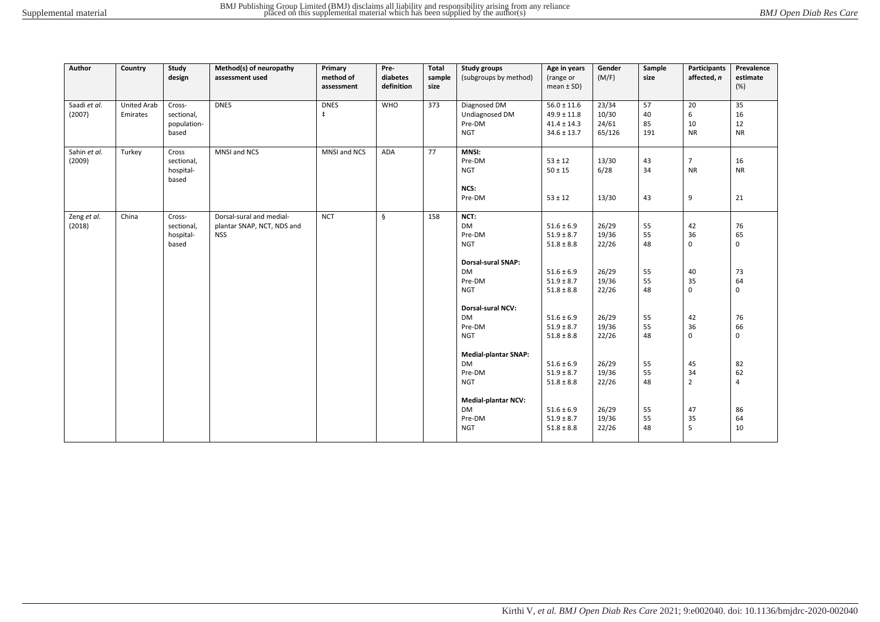| Author | Country | Study design | Method(s) of neuropathy assessment used | Primary method of assessment | Pre-diabetes definition | Total sample size | Study groups (subgroups by method) | Age in years (range or mean ± SD) | Gender (M/F) | Sample size | Participants affected, *n* | Prevalence estimate (%) |
|---|---|---|---|---|---|---|---|---|---|---|---|---|
| Saadi *et al.* (2007) | United Arab Emirates | Cross-sectional, population-based | DNES | DNES ‡ | WHO | 373 | Diagnosed DM | 56.0 ± 11.6 | 23/34 | 57 | 20 | 35 |
| | | | | | | | Undiagnosed DM | 49.9 ± 11.8 | 10/30 | 40 | 6 | 16 |
| | | | | | | | Pre-DM | 41.4 ± 14.3 | 24/61 | 85 | 10 | 12 |
| | | | | | | | NGT | 34.6 ± 13.7 | 65/126 | 191 | NR | NR |
| Sahin *et al.* (2009) | Turkey | Cross sectional, hospital-based | MNSI and NCS | MNSI and NCS | ADA | 77 | **MNSI:** | | | | | |
| | | | | | | | Pre-DM | 53 ± 12 | 13/30 | 43 | 7 | 16 |
| | | | | | | | NGT | 50 ± 15 | 6/28 | 34 | NR | NR |
| | | | | | | | **NCS:** | | | | | |
| | | | | | | | Pre-DM | 53 ± 12 | 13/30 | 43 | 9 | 21 |
| Zeng *et al.* (2018) | China | Cross-sectional, hospital-based | Dorsal-sural and medial-plantar SNAP, NCT, NDS and NSS | NCT | § | 158 | **NCT:** | | | | | |
| | | | | | | | DM | 51.6 ± 6.9 | 26/29 | 55 | 42 | 76 |
| | | | | | | | Pre-DM | 51.9 ± 8.7 | 19/36 | 55 | 36 | 65 |
| | | | | | | | NGT | 51.8 ± 8.8 | 22/26 | 48 | 0 | 0 |
| | | | | | | | **Dorsal-sural SNAP:** | | | | | |
| | | | | | | | DM | 51.6 ± 6.9 | 26/29 | 55 | 40 | 73 |
| | | | | | | | Pre-DM | 51.9 ± 8.7 | 19/36 | 55 | 35 | 64 |
| | | | | | | | NGT | 51.8 ± 8.8 | 22/26 | 48 | 0 | 0 |
| | | | | | | | **Dorsal-sural NCV:** | | | | | |
| | | | | | | | DM | 51.6 ± 6.9 | 26/29 | 55 | 42 | 76 |
| | | | | | | | Pre-DM | 51.9 ± 8.7 | 19/36 | 55 | 36 | 66 |
| | | | | | | | NGT | 51.8 ± 8.8 | 22/26 | 48 | 0 | 0 |
| | | | | | | | **Medial-plantar SNAP:** | | | | | |
| | | | | | | | DM | 51.6 ± 6.9 | 26/29 | 55 | 45 | 82 |
| | | | | | | | Pre-DM | 51.9 ± 8.7 | 19/36 | 55 | 34 | 62 |
| | | | | | | | NGT | 51.8 ± 8.8 | 22/26 | 48 | 2 | 4 |
| | | | | | | | **Medial-plantar NCV:** | | | | | |
| | | | | | | | DM | 51.6 ± 6.9 | 26/29 | 55 | 47 | 86 |
| | | | | | | | Pre-DM | 51.9 ± 8.7 | 19/36 | 55 | 35 | 64 |
| | | | | | | | NGT | 51.8 ± 8.8 | 22/26 | 48 | 5 | 10 |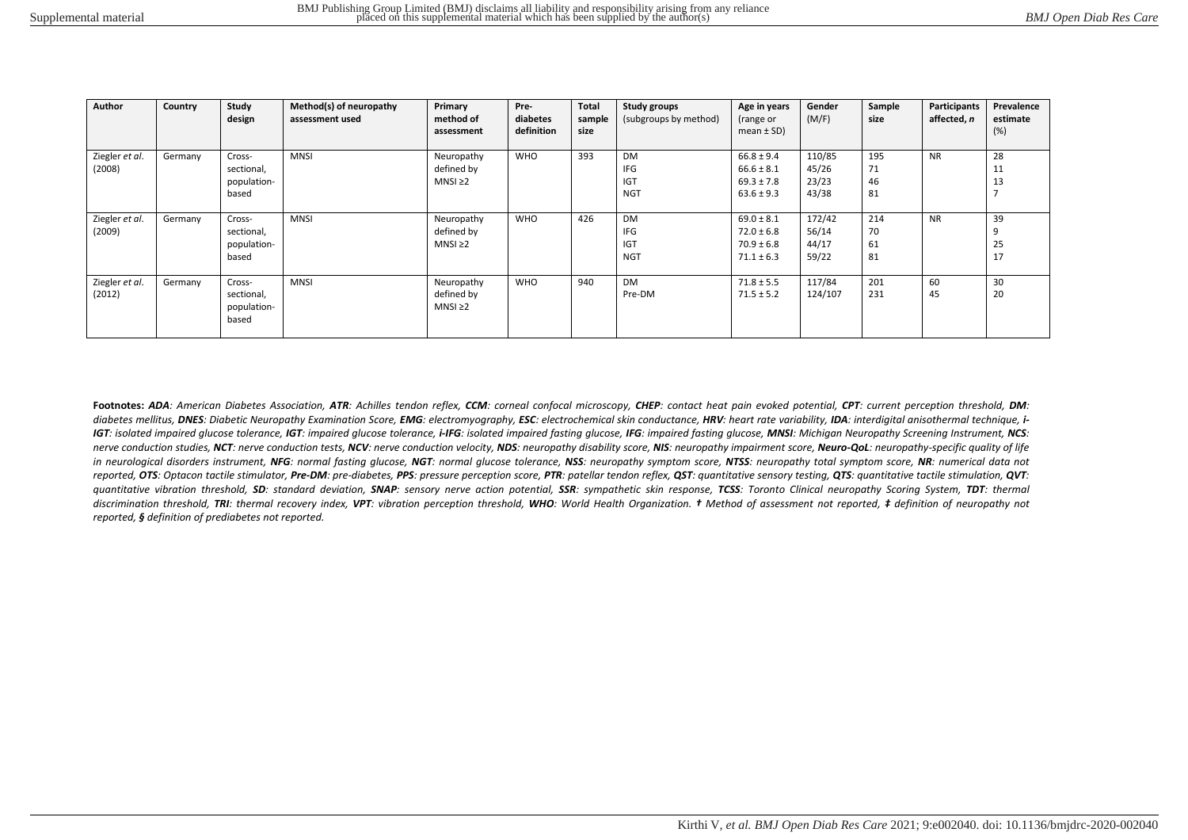| Author | Country | Study design | Method(s) of neuropathy assessment used | Primary method of assessment | Pre-diabetes definition | Total sample size | Study groups (subgroups by method) | Age in years (range or mean ± SD) | Gender (M/F) | Sample size | Participants affected, *n* | Prevalence estimate (%) |
|---|---|---|---|---|---|---|---|---|---|---|---|---|
| Ziegler *et al.* (2008) | Germany | Cross-sectional, population-based | MNSI | Neuropathy defined by MNSI ≥2 | WHO | 393 | DM<br>IFG<br>IGT<br>NGT | 66.8 ± 9.4<br>66.6 ± 8.1<br>69.3 ± 7.8<br>63.6 ± 9.3 | 110/85<br>45/26<br>23/23<br>43/38 | 195<br>71<br>46<br>81 | NR | 28<br>11<br>13<br>7 |
| Ziegler *et al.* (2009) | Germany | Cross-sectional, population-based | MNSI | Neuropathy defined by MNSI ≥2 | WHO | 426 | DM<br>IFG<br>IGT<br>NGT | 69.0 ± 8.1<br>72.0 ± 6.8<br>70.9 ± 6.8<br>71.1 ± 6.3 | 172/42<br>56/14<br>44/17<br>59/22 | 214<br>70<br>61<br>81 | NR | 39<br>9<br>25<br>17 |
| Ziegler *et al.* (2012) | Germany | Cross-sectional, population-based | MNSI | Neuropathy defined by MNSI ≥2 | WHO | 940 | DM<br>Pre-DM | 71.8 ± 5.5<br>71.5 ± 5.2 | 117/84<br>124/107 | 201<br>231 | 60<br>45 | 30<br>20 |

**Footnotes:** ***ADA****: American Diabetes Association,* ***ATR****: Achilles tendon reflex,* ***CCM****: corneal confocal microscopy,* ***CHEP****: contact heat pain evoked potential,* ***CPT****: current perception threshold,* ***DM****: diabetes mellitus,* ***DNES****: Diabetic Neuropathy Examination Score,* ***EMG****: electromyography,* ***ESC****: electrochemical skin conductance,* ***HRV****: heart rate variability,* ***IDA****: interdigital anisothermal technique,* ***i-IGT****: isolated impaired glucose tolerance,* ***IGT****: impaired glucose tolerance,* ***i-IFG****: isolated impaired fasting glucose,* ***IFG****: impaired fasting glucose,* ***MNSI****: Michigan Neuropathy Screening Instrument,* ***NCS****: nerve conduction studies,* ***NCT****: nerve conduction tests,* ***NCV****: nerve conduction velocity,* ***NDS****: neuropathy disability score,* ***NIS****: neuropathy impairment score,* ***Neuro-QoL****: neuropathy-specific quality of life in neurological disorders instrument,* ***NFG****: normal fasting glucose,* ***NGT****: normal glucose tolerance,* ***NSS****: neuropathy symptom score,* ***NTSS****: neuropathy total symptom score,* ***NR****: numerical data not reported,* ***OTS****: Optacon tactile stimulator,* ***Pre-DM****: pre-diabetes,* ***PPS****: pressure perception score,* ***PTR****: patellar tendon reflex,* ***QST****: quantitative sensory testing,* ***QTS****: quantitative tactile stimulation,* ***QVT****: quantitative vibration threshold,* ***SD****: standard deviation,* ***SNAP****: sensory nerve action potential,* ***SSR****: sympathetic skin response,* ***TCSS****: Toronto Clinical neuropathy Scoring System,* ***TDT****: thermal discrimination threshold,* ***TRI****: thermal recovery index,* ***VPT****: vibration perception threshold,* ***WHO****: World Health Organization.* ***†*** *Method of assessment not reported,* ***‡*** *definition of neuropathy not reported,* ***§*** *definition of prediabetes not reported.*